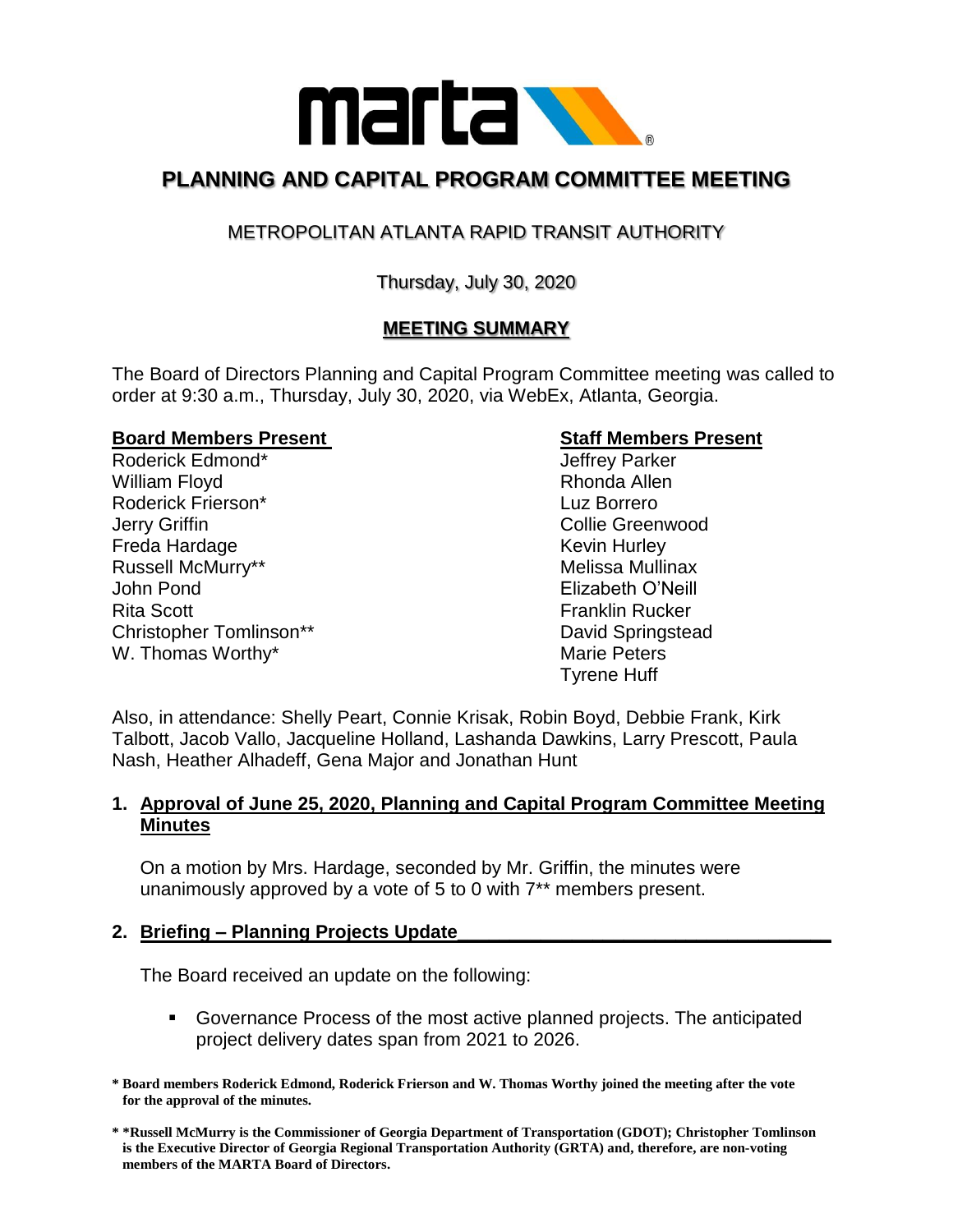# PLANNING AND CAPITAL PROGRAM COMMITTEE MEETING

## METROPOLITAN ATLANTA RAPID TRANSIT AUTHORITY

Thursday, July 30, 2020

### MEETING SUMMARY

The Board of Directors Planning and Capital Program Committee meeting was called to order at 9:30 a.m., Thursday, July 30, 2020, via WebEx, Atlanta, Georgia.

**Board Members Present**

Roderick Edmond*
William Floyd
Roderick Frierson*
Jerry Griffin
Freda Hardage
Russell McMurry**
John Pond
Rita Scott
Christopher Tomlinson**
W. Thomas Worthy*

**Staff Members Present**

Jeffrey Parker
Rhonda Allen
Luz Borrero
Collie Greenwood
Kevin Hurley
Melissa Mullinax
Elizabeth O'Neill
Franklin Rucker
David Springstead
Marie Peters
Tyrene Huff

Also, in attendance: Shelly Peart, Connie Krisak, Robin Boyd, Debbie Frank, Kirk Talbott, Jacob Vallo, Jacqueline Holland, Lashanda Dawkins, Larry Prescott, Paula Nash, Heather Alhadeff, Gena Major and Jonathan Hunt

1. **Approval of June 25, 2020, Planning and Capital Program Committee Meeting Minutes**

   On a motion by Mrs. Hardage, seconded by Mr. Griffin, the minutes were unanimously approved by a vote of 5 to 0 with 7** members present.

2. **Briefing – Planning Projects Update**

   The Board received an update on the following:

   - Governance Process of the most active planned projects. The anticipated project delivery dates span from 2021 to 2026.

**\* Board members Roderick Edmond, Roderick Frierson and W. Thomas Worthy joined the meeting after the vote for the approval of the minutes.**

**\*\*Russell McMurry is the Commissioner of Georgia Department of Transportation (GDOT); Christopher Tomlinson is the Executive Director of Georgia Regional Transportation Authority (GRTA) and, therefore, are non-voting members of the MARTA Board of Directors.**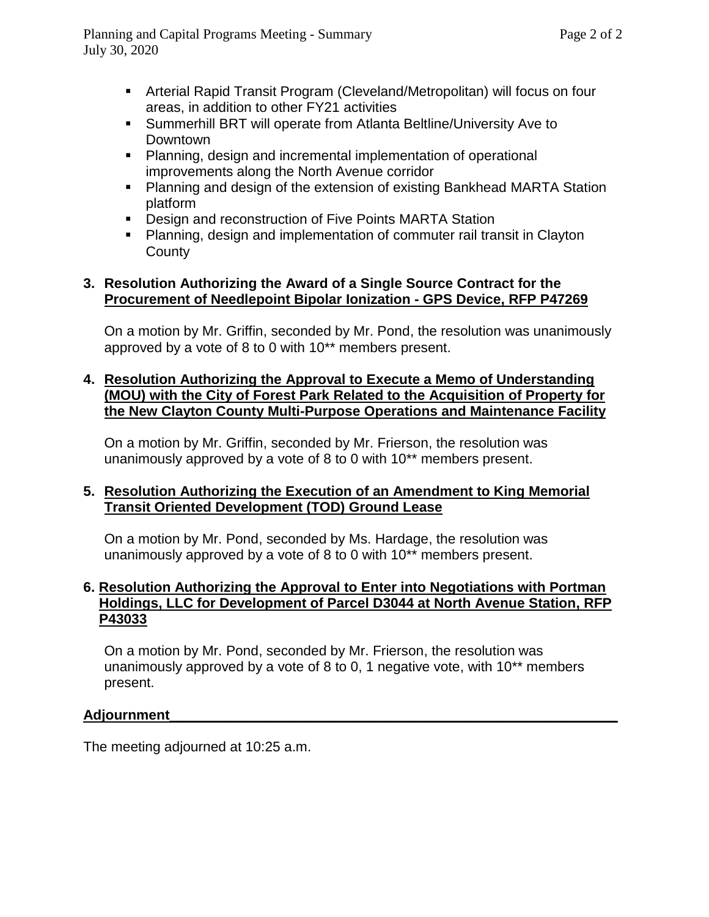- Arterial Rapid Transit Program (Cleveland/Metropolitan) will focus on four areas, in addition to other FY21 activities
- Summerhill BRT will operate from Atlanta Beltline/University Ave to Downtown
- Planning, design and incremental implementation of operational improvements along the North Avenue corridor
- Planning and design of the extension of existing Bankhead MARTA Station platform
- Design and reconstruction of Five Points MARTA Station
- Planning, design and implementation of commuter rail transit in Clayton County

**3. Resolution Authorizing the Award of a Single Source Contract for the Procurement of Needlepoint Bipolar Ionization - GPS Device, RFP P47269**

On a motion by Mr. Griffin, seconded by Mr. Pond, the resolution was unanimously approved by a vote of 8 to 0 with 10** members present.

**4. Resolution Authorizing the Approval to Execute a Memo of Understanding (MOU) with the City of Forest Park Related to the Acquisition of Property for the New Clayton County Multi-Purpose Operations and Maintenance Facility**

On a motion by Mr. Griffin, seconded by Mr. Frierson, the resolution was unanimously approved by a vote of 8 to 0 with 10** members present.

**5. Resolution Authorizing the Execution of an Amendment to King Memorial Transit Oriented Development (TOD) Ground Lease**

On a motion by Mr. Pond, seconded by Ms. Hardage, the resolution was unanimously approved by a vote of 8 to 0 with 10** members present.

**6. Resolution Authorizing the Approval to Enter into Negotiations with Portman Holdings, LLC for Development of Parcel D3044 at North Avenue Station, RFP P43033**

On a motion by Mr. Pond, seconded by Mr. Frierson, the resolution was unanimously approved by a vote of 8 to 0, 1 negative vote, with 10** members present.

**Adjournment**

The meeting adjourned at 10:25 a.m.